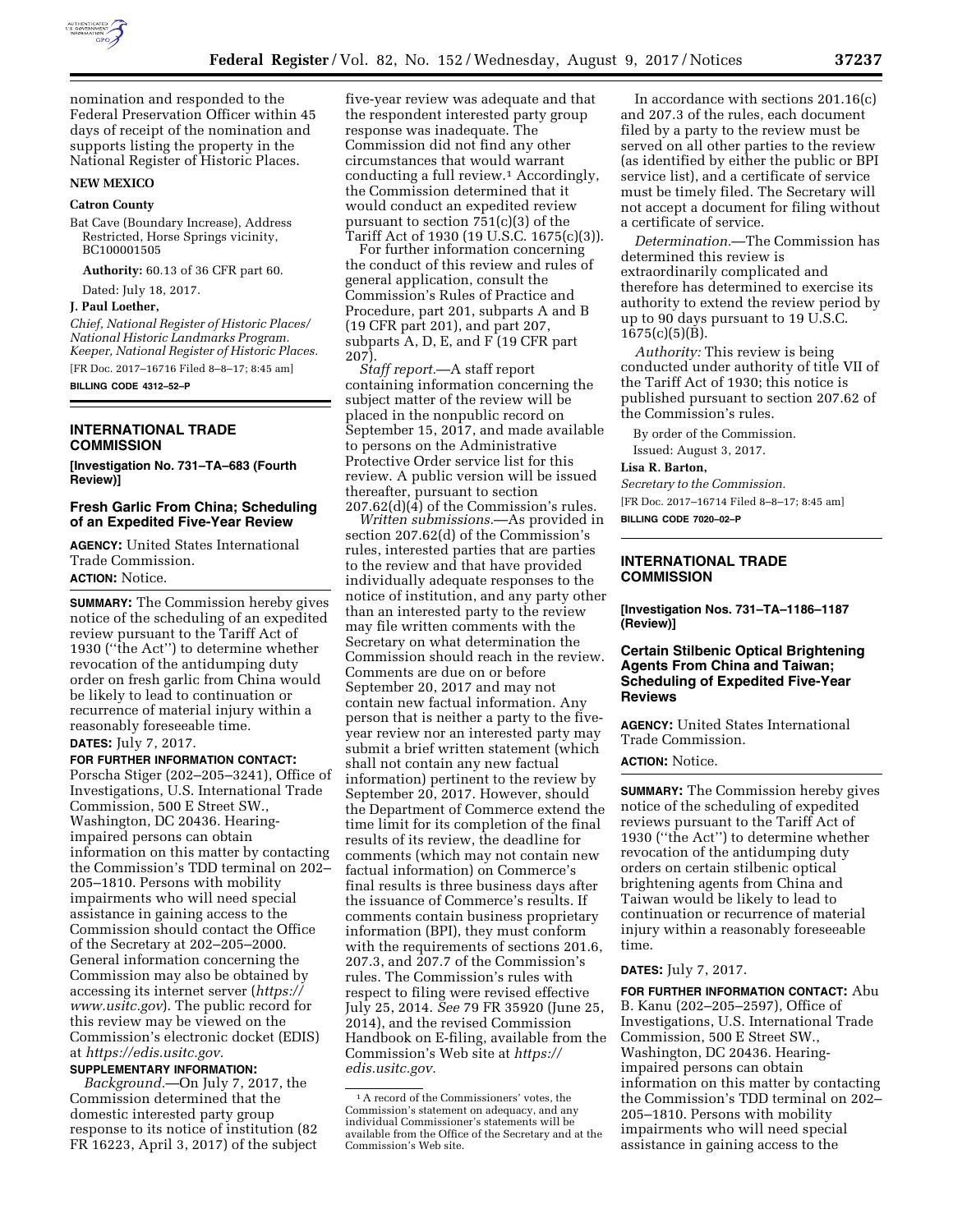nomination and responded to the Federal Preservation Officer within 45 days of receipt of the nomination and supports listing the property in the National Register of Historic Places.

**NEW MEXICO**

**Catron County**

Bat Cave (Boundary Increase), Address Restricted, Horse Springs vicinity, BC100001505

**Authority:** 60.13 of 36 CFR part 60.

Dated: July 18, 2017.

**J. Paul Loether,**

*Chief, National Register of Historic Places/ National Historic Landmarks Program. Keeper, National Register of Historic Places.*

[FR Doc. 2017–16716 Filed 8–8–17; 8:45 am]

**BILLING CODE 4312–52–P**

## INTERNATIONAL TRADE COMMISSION

**[Investigation No. 731–TA–683 (Fourth Review)]**

### Fresh Garlic From China; Scheduling of an Expedited Five-Year Review

**AGENCY:** United States International Trade Commission.

**ACTION:** Notice.

**SUMMARY:** The Commission hereby gives notice of the scheduling of an expedited review pursuant to the Tariff Act of 1930 (''the Act'') to determine whether revocation of the antidumping duty order on fresh garlic from China would be likely to lead to continuation or recurrence of material injury within a reasonably foreseeable time.

**DATES:** July 7, 2017.

**FOR FURTHER INFORMATION CONTACT:** Porscha Stiger (202–205–3241), Office of Investigations, U.S. International Trade Commission, 500 E Street SW., Washington, DC 20436. Hearing-impaired persons can obtain information on this matter by contacting the Commission's TDD terminal on 202–205–1810. Persons with mobility impairments who will need special assistance in gaining access to the Commission should contact the Office of the Secretary at 202–205–2000. General information concerning the Commission may also be obtained by accessing its internet server (*https://www.usitc.gov*). The public record for this review may be viewed on the Commission's electronic docket (EDIS) at *https://edis.usitc.gov.*

**SUPPLEMENTARY INFORMATION:**

*Background.*—On July 7, 2017, the Commission determined that the domestic interested party group response to its notice of institution (82 FR 16223, April 3, 2017) of the subject five-year review was adequate and that the respondent interested party group response was inadequate. The Commission did not find any other circumstances that would warrant conducting a full review.[1] Accordingly, the Commission determined that it would conduct an expedited review pursuant to section 751(c)(3) of the Tariff Act of 1930 (19 U.S.C. 1675(c)(3)).

For further information concerning the conduct of this review and rules of general application, consult the Commission's Rules of Practice and Procedure, part 201, subparts A and B (19 CFR part 201), and part 207, subparts A, D, E, and F (19 CFR part 207).

*Staff report.*—A staff report containing information concerning the subject matter of the review will be placed in the nonpublic record on September 15, 2017, and made available to persons on the Administrative Protective Order service list for this review. A public version will be issued thereafter, pursuant to section 207.62(d)(4) of the Commission's rules.

*Written submissions.*—As provided in section 207.62(d) of the Commission's rules, interested parties that are parties to the review and that have provided individually adequate responses to the notice of institution, and any party other than an interested party to the review may file written comments with the Secretary on what determination the Commission should reach in the review. Comments are due on or before September 20, 2017 and may not contain new factual information. Any person that is neither a party to the five-year review nor an interested party may submit a brief written statement (which shall not contain any new factual information) pertinent to the review by September 20, 2017. However, should the Department of Commerce extend the time limit for its completion of the final results of its review, the deadline for comments (which may not contain new factual information) on Commerce's final results is three business days after the issuance of Commerce's results. If comments contain business proprietary information (BPI), they must conform with the requirements of sections 201.6, 207.3, and 207.7 of the Commission's rules. The Commission's rules with respect to filing were revised effective July 25, 2014. *See* 79 FR 35920 (June 25, 2014), and the revised Commission Handbook on E-filing, available from the Commission's Web site at *https://edis.usitc.gov.*

[1] A record of the Commissioners' votes, the Commission's statement on adequacy, and any individual Commissioner's statements will be available from the Office of the Secretary and at the Commission's Web site.

In accordance with sections 201.16(c) and 207.3 of the rules, each document filed by a party to the review must be served on all other parties to the review (as identified by either the public or BPI service list), and a certificate of service must be timely filed. The Secretary will not accept a document for filing without a certificate of service.

*Determination.*—The Commission has determined this review is extraordinarily complicated and therefore has determined to exercise its authority to extend the review period by up to 90 days pursuant to 19 U.S.C. 1675(c)(5)(B).

*Authority:* This review is being conducted under authority of title VII of the Tariff Act of 1930; this notice is published pursuant to section 207.62 of the Commission's rules.

By order of the Commission.

Issued: August 3, 2017.

**Lisa R. Barton,**

*Secretary to the Commission.*

[FR Doc. 2017–16714 Filed 8–8–17; 8:45 am]

**BILLING CODE 7020–02–P**

## INTERNATIONAL TRADE COMMISSION

**[Investigation Nos. 731–TA–1186–1187 (Review)]**

### Certain Stilbenic Optical Brightening Agents From China and Taiwan; Scheduling of Expedited Five-Year Reviews

**AGENCY:** United States International Trade Commission.

**ACTION:** Notice.

**SUMMARY:** The Commission hereby gives notice of the scheduling of expedited reviews pursuant to the Tariff Act of 1930 (''the Act'') to determine whether revocation of the antidumping duty orders on certain stilbenic optical brightening agents from China and Taiwan would be likely to lead to continuation or recurrence of material injury within a reasonably foreseeable time.

**DATES:** July 7, 2017.

**FOR FURTHER INFORMATION CONTACT:** Abu B. Kanu (202–205–2597), Office of Investigations, U.S. International Trade Commission, 500 E Street SW., Washington, DC 20436. Hearing-impaired persons can obtain information on this matter by contacting the Commission's TDD terminal on 202–205–1810. Persons with mobility impairments who will need special assistance in gaining access to the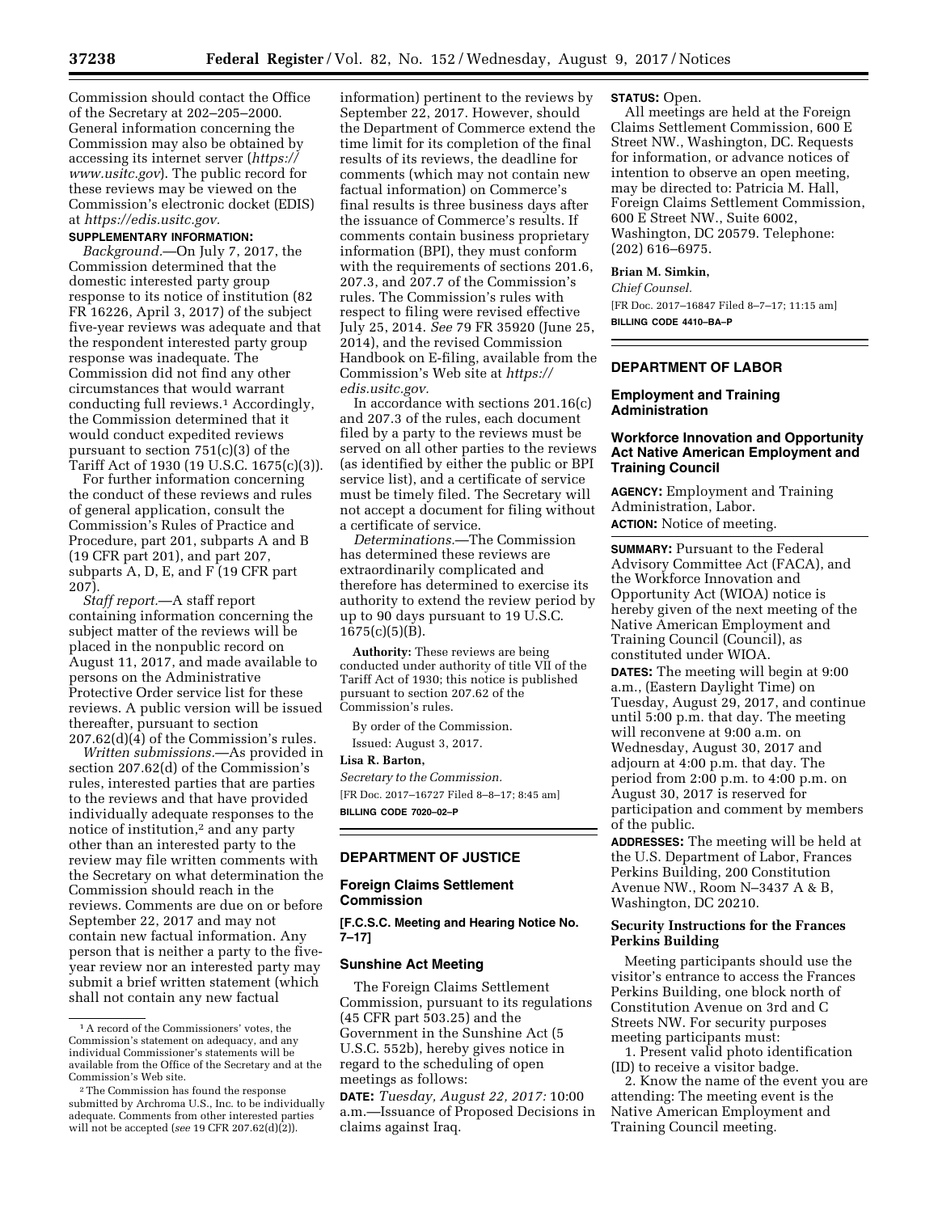Commission should contact the Office of the Secretary at 202–205–2000. General information concerning the Commission may also be obtained by accessing its internet server (*https://www.usitc.gov*). The public record for these reviews may be viewed on the Commission's electronic docket (EDIS) at *https://edis.usitc.gov.*

**SUPPLEMENTARY INFORMATION:**

*Background.*—On July 7, 2017, the Commission determined that the domestic interested party group response to its notice of institution (82 FR 16226, April 3, 2017) of the subject five-year reviews was adequate and that the respondent interested party group response was inadequate. The Commission did not find any other circumstances that would warrant conducting full reviews.[1] Accordingly, the Commission determined that it would conduct expedited reviews pursuant to section 751(c)(3) of the Tariff Act of 1930 (19 U.S.C. 1675(c)(3)).

For further information concerning the conduct of these reviews and rules of general application, consult the Commission's Rules of Practice and Procedure, part 201, subparts A and B (19 CFR part 201), and part 207, subparts A, D, E, and F (19 CFR part 207).

*Staff report.*—A staff report containing information concerning the subject matter of the reviews will be placed in the nonpublic record on August 11, 2017, and made available to persons on the Administrative Protective Order service list for these reviews. A public version will be issued thereafter, pursuant to section 207.62(d)(4) of the Commission's rules.

*Written submissions.*—As provided in section 207.62(d) of the Commission's rules, interested parties that are parties to the reviews and that have provided individually adequate responses to the notice of institution,[2] and any party other than an interested party to the review may file written comments with the Secretary on what determination the Commission should reach in the reviews. Comments are due on or before September 22, 2017 and may not contain new factual information. Any person that is neither a party to the five-year review nor an interested party may submit a brief written statement (which shall not contain any new factual information) pertinent to the reviews by September 22, 2017. However, should the Department of Commerce extend the time limit for its completion of the final results of its reviews, the deadline for comments (which may not contain new factual information) on Commerce's final results is three business days after the issuance of Commerce's results. If comments contain business proprietary information (BPI), they must conform with the requirements of sections 201.6, 207.3, and 207.7 of the Commission's rules. The Commission's rules with respect to filing were revised effective July 25, 2014. *See* 79 FR 35920 (June 25, 2014), and the revised Commission Handbook on E-filing, available from the Commission's Web site at *https://edis.usitc.gov.*

In accordance with sections 201.16(c) and 207.3 of the rules, each document filed by a party to the reviews must be served on all other parties to the reviews (as identified by either the public or BPI service list), and a certificate of service must be timely filed. The Secretary will not accept a document for filing without a certificate of service.

*Determinations.*—The Commission has determined these reviews are extraordinarily complicated and therefore has determined to exercise its authority to extend the review period by up to 90 days pursuant to 19 U.S.C. 1675(c)(5)(B).

**Authority:** These reviews are being conducted under authority of title VII of the Tariff Act of 1930; this notice is published pursuant to section 207.62 of the Commission's rules.

By order of the Commission.

Issued: August 3, 2017.

**Lisa R. Barton,**

*Secretary to the Commission.*

[FR Doc. 2017–16727 Filed 8–8–17; 8:45 am]

**BILLING CODE 7020–02–P**

[1] A record of the Commissioners' votes, the Commission's statement on adequacy, and any individual Commissioner's statements will be available from the Office of the Secretary and at the Commission's Web site.

[2] The Commission has found the response submitted by Archroma U.S., Inc. to be individually adequate. Comments from other interested parties will not be accepted (*see* 19 CFR 207.62(d)(2)).

## DEPARTMENT OF JUSTICE

### Foreign Claims Settlement Commission

**[F.C.S.C. Meeting and Hearing Notice No. 7–17]**

### Sunshine Act Meeting

The Foreign Claims Settlement Commission, pursuant to its regulations (45 CFR part 503.25) and the Government in the Sunshine Act (5 U.S.C. 552b), hereby gives notice in regard to the scheduling of open meetings as follows:

**DATE:** *Tuesday, August 22, 2017:* 10:00 a.m.—Issuance of Proposed Decisions in claims against Iraq.

**STATUS:** Open.

All meetings are held at the Foreign Claims Settlement Commission, 600 E Street NW., Washington, DC. Requests for information, or advance notices of intention to observe an open meeting, may be directed to: Patricia M. Hall, Foreign Claims Settlement Commission, 600 E Street NW., Suite 6002, Washington, DC 20579. Telephone: (202) 616–6975.

**Brian M. Simkin,**

*Chief Counsel.*

[FR Doc. 2017–16847 Filed 8–7–17; 11:15 am]

**BILLING CODE 4410–BA–P**

## DEPARTMENT OF LABOR

### Employment and Training Administration

### Workforce Innovation and Opportunity Act Native American Employment and Training Council

**AGENCY:** Employment and Training Administration, Labor.

**ACTION:** Notice of meeting.

**SUMMARY:** Pursuant to the Federal Advisory Committee Act (FACA), and the Workforce Innovation and Opportunity Act (WIOA) notice is hereby given of the next meeting of the Native American Employment and Training Council (Council), as constituted under WIOA.

**DATES:** The meeting will begin at 9:00 a.m., (Eastern Daylight Time) on Tuesday, August 29, 2017, and continue until 5:00 p.m. that day. The meeting will reconvene at 9:00 a.m. on Wednesday, August 30, 2017 and adjourn at 4:00 p.m. that day. The period from 2:00 p.m. to 4:00 p.m. on August 30, 2017 is reserved for participation and comment by members of the public.

**ADDRESSES:** The meeting will be held at the U.S. Department of Labor, Frances Perkins Building, 200 Constitution Avenue NW., Room N–3437 A & B, Washington, DC 20210.

#### Security Instructions for the Frances Perkins Building

Meeting participants should use the visitor's entrance to access the Frances Perkins Building, one block north of Constitution Avenue on 3rd and C Streets NW. For security purposes meeting participants must:

1. Present valid photo identification (ID) to receive a visitor badge.
2. Know the name of the event you are attending: The meeting event is the Native American Employment and Training Council meeting.